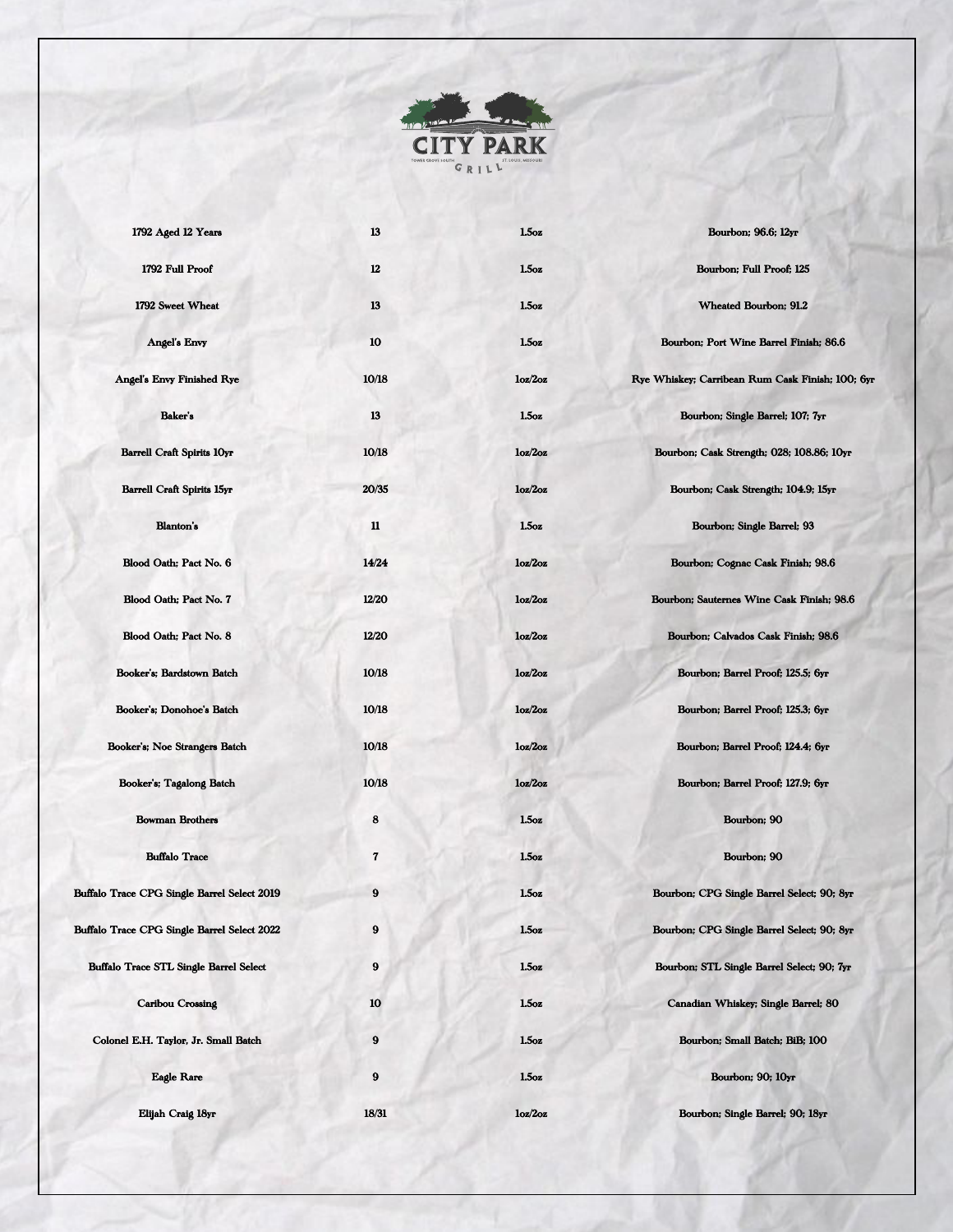CITY PARK GRILL

TOWER GROVE SOUTH — ST. LOUIS, MISSOURI

| | | | |
|---|---|---|---|
| 1792 Aged 12 Years | 13 | 1.5oz | Bourbon; 96.6; 12yr |
| 1792 Full Proof | 12 | 1.5oz | Bourbon; Full Proof; 125 |
| 1792 Sweet Wheat | 13 | 1.5oz | Wheated Bourbon; 91.2 |
| Angel's Envy | 10 | 1.5oz | Bourbon; Port Wine Barrel Finish; 86.6 |
| Angel's Envy Finished Rye | 10/18 | 1oz/2oz | Rye Whiskey; Carribean Rum Cask Finish; 100; 6yr |
| Baker's | 13 | 1.5oz | Bourbon; Single Barrel; 107; 7yr |
| Barrell Craft Spirits 10yr | 10/18 | 1oz/2oz | Bourbon; Cask Strength; 028; 108.86; 10yr |
| Barrell Craft Spirits 15yr | 20/35 | 1oz/2oz | Bourbon; Cask Strength; 104.9; 15yr |
| Blanton's | 11 | 1.5oz | Bourbon; Single Barrel; 93 |
| Blood Oath; Pact No. 6 | 14/24 | 1oz/2oz | Bourbon; Cognac Cask Finish; 98.6 |
| Blood Oath; Pact No. 7 | 12/20 | 1oz/2oz | Bourbon; Sauternes Wine Cask Finish; 98.6 |
| Blood Oath; Pact No. 8 | 12/20 | 1oz/2oz | Bourbon; Calvados Cask Finish; 98.6 |
| Booker's; Bardstown Batch | 10/18 | 1oz/2oz | Bourbon; Barrel Proof; 125.5; 6yr |
| Booker's; Donohoe's Batch | 10/18 | 1oz/2oz | Bourbon; Barrel Proof; 125.3; 6yr |
| Booker's; Noe Strangers Batch | 10/18 | 1oz/2oz | Bourbon; Barrel Proof; 124.4; 6yr |
| Booker's; Tagalong Batch | 10/18 | 1oz/2oz | Bourbon; Barrel Proof; 127.9; 6yr |
| Bowman Brothers | 8 | 1.5oz | Bourbon; 90 |
| Buffalo Trace | 7 | 1.5oz | Bourbon; 90 |
| Buffalo Trace CPG Single Barrel Select 2019 | 9 | 1.5oz | Bourbon; CPG Single Barrel Select; 90; 8yr |
| Buffalo Trace CPG Single Barrel Select 2022 | 9 | 1.5oz | Bourbon; CPG Single Barrel Select; 90; 8yr |
| Buffalo Trace STL Single Barrel Select | 9 | 1.5oz | Bourbon; STL Single Barrel Select; 90; 7yr |
| Caribou Crossing | 10 | 1.5oz | Canadian Whiskey; Single Barrel; 80 |
| Colonel E.H. Taylor, Jr. Small Batch | 9 | 1.5oz | Bourbon; Small Batch; BiB; 100 |
| Eagle Rare | 9 | 1.5oz | Bourbon; 90; 10yr |
| Elijah Craig 18yr | 18/31 | 1oz/2oz | Bourbon; Single Barrel; 90; 18yr |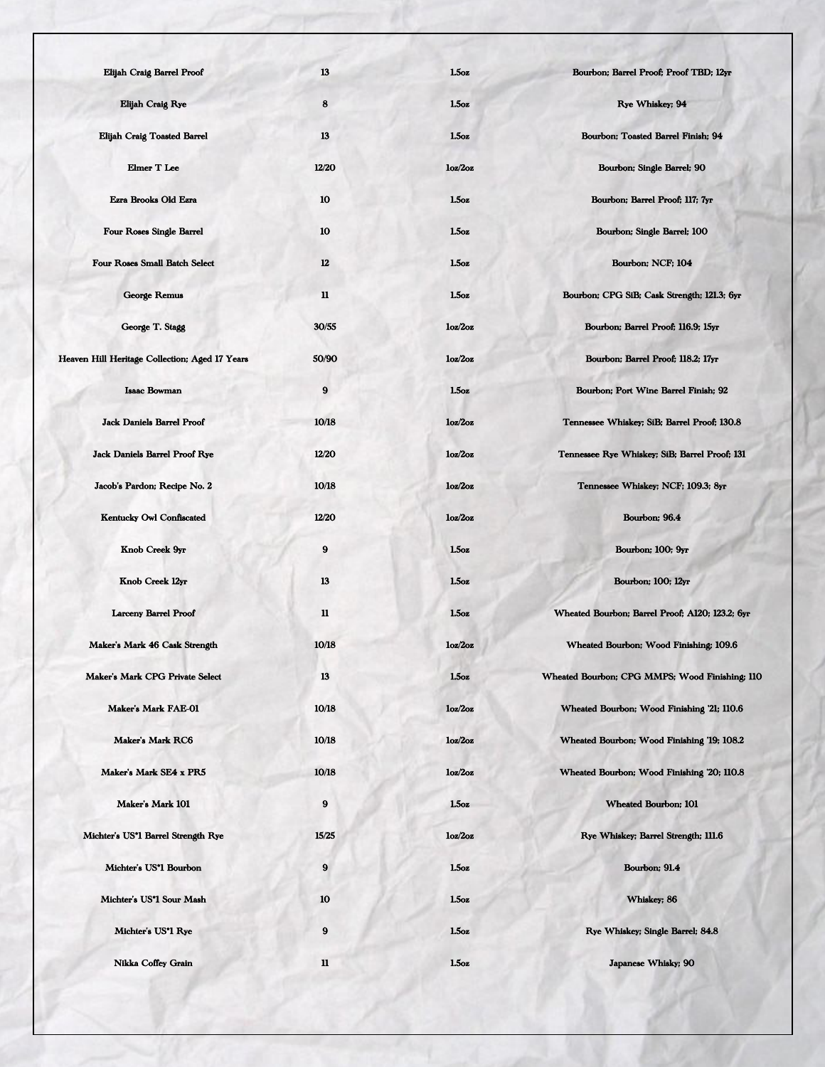| Elijah Craig Barrel Proof | 13 | 1.5oz | Bourbon; Barrel Proof; Proof TBD; 12yr |
|---|---|---|---|
| Elijah Craig Rye | 8 | 1.5oz | Rye Whiskey; 94 |
| Elijah Craig Toasted Barrel | 13 | 1.5oz | Bourbon; Toasted Barrel Finish; 94 |
| Elmer T Lee | 12/20 | 1oz/2oz | Bourbon; Single Barrel; 90 |
| Ezra Brooks Old Ezra | 10 | 1.5oz | Bourbon; Barrel Proof; 117; 7yr |
| Four Roses Single Barrel | 10 | 1.5oz | Bourbon; Single Barrel; 100 |
| Four Roses Small Batch Select | 12 | 1.5oz | Bourbon; NCF; 104 |
| George Remus | 11 | 1.5oz | Bourbon; CPG SiB; Cask Strength; 121.3; 6yr |
| George T. Stagg | 30/55 | 1oz/2oz | Bourbon; Barrel Proof; 116.9; 15yr |
| Heaven Hill Heritage Collection; Aged 17 Years | 50/90 | 1oz/2oz | Bourbon; Barrel Proof; 118.2; 17yr |
| Isaac Bowman | 9 | 1.5oz | Bourbon; Port Wine Barrel Finish; 92 |
| Jack Daniels Barrel Proof | 10/18 | 1oz/2oz | Tennessee Whiskey; SiB; Barrel Proof; 130.8 |
| Jack Daniels Barrel Proof Rye | 12/20 | 1oz/2oz | Tennessee Rye Whiskey; SiB; Barrel Proof; 131 |
| Jacob's Pardon; Recipe No. 2 | 10/18 | 1oz/2oz | Tennessee Whiskey; NCF; 109.3; 8yr |
| Kentucky Owl Confiscated | 12/20 | 1oz/2oz | Bourbon; 96.4 |
| Knob Creek 9yr | 9 | 1.5oz | Bourbon; 100; 9yr |
| Knob Creek 12yr | 13 | 1.5oz | Bourbon; 100; 12yr |
| Larceny Barrel Proof | 11 | 1.5oz | Wheated Bourbon; Barrel Proof; A120; 123.2; 6yr |
| Maker's Mark 46 Cask Strength | 10/18 | 1oz/2oz | Wheated Bourbon; Wood Finishing; 109.6 |
| Maker's Mark CPG Private Select | 13 | 1.5oz | Wheated Bourbon; CPG MMPS; Wood Finishing; 110 |
| Maker's Mark FAE-01 | 10/18 | 1oz/2oz | Wheated Bourbon; Wood Finishing '21; 110.6 |
| Maker's Mark RC6 | 10/18 | 1oz/2oz | Wheated Bourbon; Wood Finishing '19; 108.2 |
| Maker's Mark SE4 x PR5 | 10/18 | 1oz/2oz | Wheated Bourbon; Wood Finishing '20; 110.8 |
| Maker's Mark 101 | 9 | 1.5oz | Wheated Bourbon; 101 |
| Michter's US*1 Barrel Strength Rye | 15/25 | 1oz/2oz | Rye Whiskey; Barrel Strength; 111.6 |
| Michter's US*1 Bourbon | 9 | 1.5oz | Bourbon; 91.4 |
| Michter's US*1 Sour Mash | 10 | 1.5oz | Whiskey; 86 |
| Michter's US*1 Rye | 9 | 1.5oz | Rye Whiskey; Single Barrel; 84.8 |
| Nikka Coffey Grain | 11 | 1.5oz | Japanese Whisky; 90 |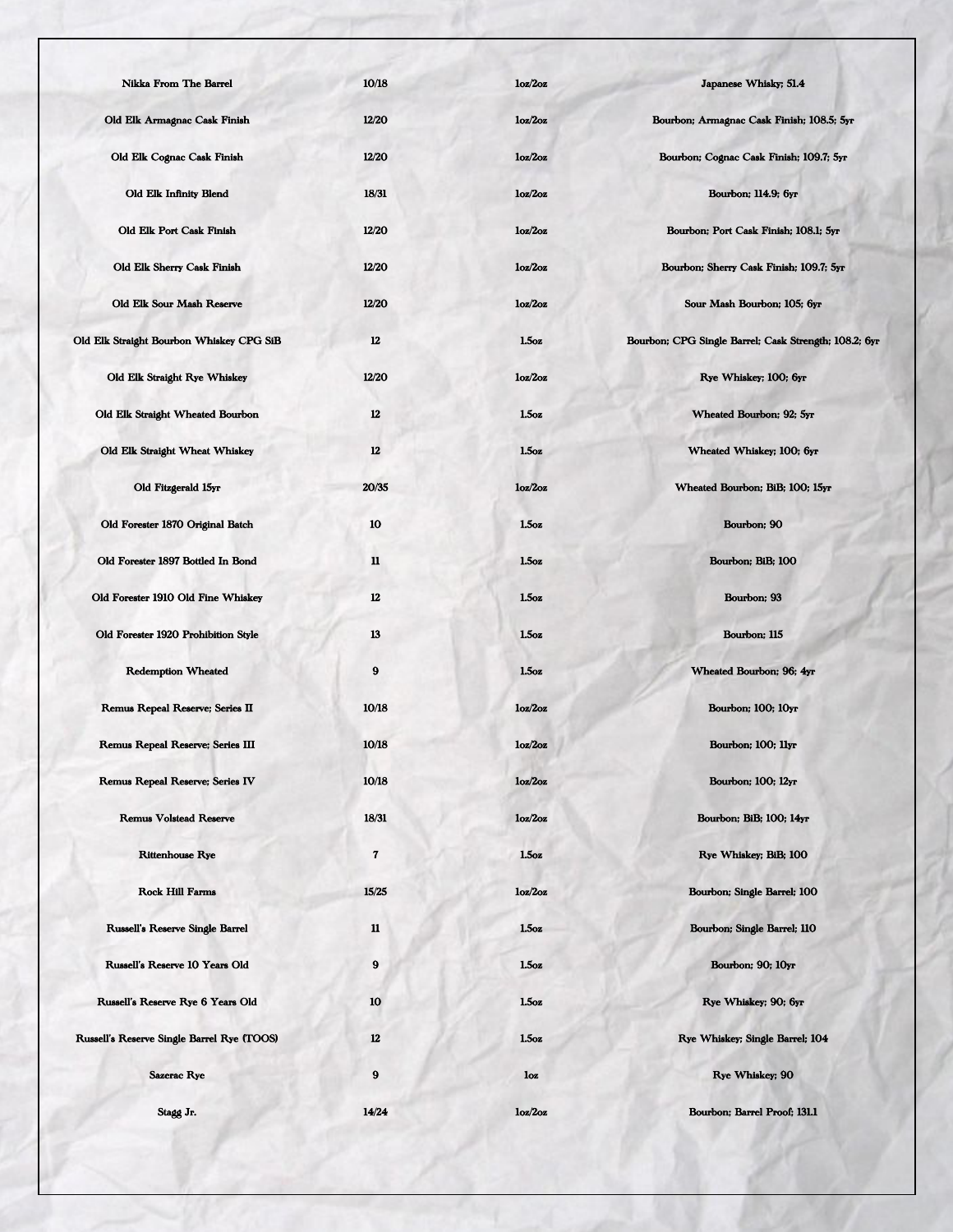| | | | |
|---|---|---|---|
| Nikka From The Barrel | 10/18 | 1oz/2oz | Japanese Whisky; 51.4 |
| Old Elk Armagnac Cask Finish | 12/20 | 1oz/2oz | Bourbon; Armagnac Cask Finish; 108.5; 5yr |
| Old Elk Cognac Cask Finish | 12/20 | 1oz/2oz | Bourbon; Cognac Cask Finish; 109.7; 5yr |
| Old Elk Infinity Blend | 18/31 | 1oz/2oz | Bourbon; 114.9; 6yr |
| Old Elk Port Cask Finish | 12/20 | 1oz/2oz | Bourbon; Port Cask Finish; 108.1; 5yr |
| Old Elk Sherry Cask Finish | 12/20 | 1oz/2oz | Bourbon; Sherry Cask Finish; 109.7; 5yr |
| Old Elk Sour Mash Reserve | 12/20 | 1oz/2oz | Sour Mash Bourbon; 105; 6yr |
| Old Elk Straight Bourbon Whiskey CPG SiB | 12 | 1.5oz | Bourbon; CPG Single Barrel; Cask Strength; 108.2; 6yr |
| Old Elk Straight Rye Whiskey | 12/20 | 1oz/2oz | Rye Whiskey; 100; 6yr |
| Old Elk Straight Wheated Bourbon | 12 | 1.5oz | Wheated Bourbon; 92; 5yr |
| Old Elk Straight Wheat Whiskey | 12 | 1.5oz | Wheated Whiskey; 100; 6yr |
| Old Fitzgerald 15yr | 20/35 | 1oz/2oz | Wheated Bourbon; BiB; 100; 15yr |
| Old Forester 1870 Original Batch | 10 | 1.5oz | Bourbon; 90 |
| Old Forester 1897 Bottled In Bond | 11 | 1.5oz | Bourbon; BiB; 100 |
| Old Forester 1910 Old Fine Whiskey | 12 | 1.5oz | Bourbon; 93 |
| Old Forester 1920 Prohibition Style | 13 | 1.5oz | Bourbon; 115 |
| Redemption Wheated | 9 | 1.5oz | Wheated Bourbon; 96; 4yr |
| Remus Repeal Reserve; Series II | 10/18 | 1oz/2oz | Bourbon; 100; 10yr |
| Remus Repeal Reserve; Series III | 10/18 | 1oz/2oz | Bourbon; 100; 11yr |
| Remus Repeal Reserve; Series IV | 10/18 | 1oz/2oz | Bourbon; 100; 12yr |
| Remus Volstead Reserve | 18/31 | 1oz/2oz | Bourbon; BiB; 100; 14yr |
| Rittenhouse Rye | 7 | 1.5oz | Rye Whiskey; BiB; 100 |
| Rock Hill Farms | 15/25 | 1oz/2oz | Bourbon; Single Barrel; 100 |
| Russell's Reserve Single Barrel | 11 | 1.5oz | Bourbon; Single Barrel; 110 |
| Russell's Reserve 10 Years Old | 9 | 1.5oz | Bourbon; 90; 10yr |
| Russell's Reserve Rye 6 Years Old | 10 | 1.5oz | Rye Whiskey; 90; 6yr |
| Russell's Reserve Single Barrel Rye (TOOS) | 12 | 1.5oz | Rye Whiskey; Single Barrel; 104 |
| Sazerac Rye | 9 | 1oz | Rye Whiskey; 90 |
| Stagg Jr. | 14/24 | 1oz/2oz | Bourbon; Barrel Proof; 131.1 |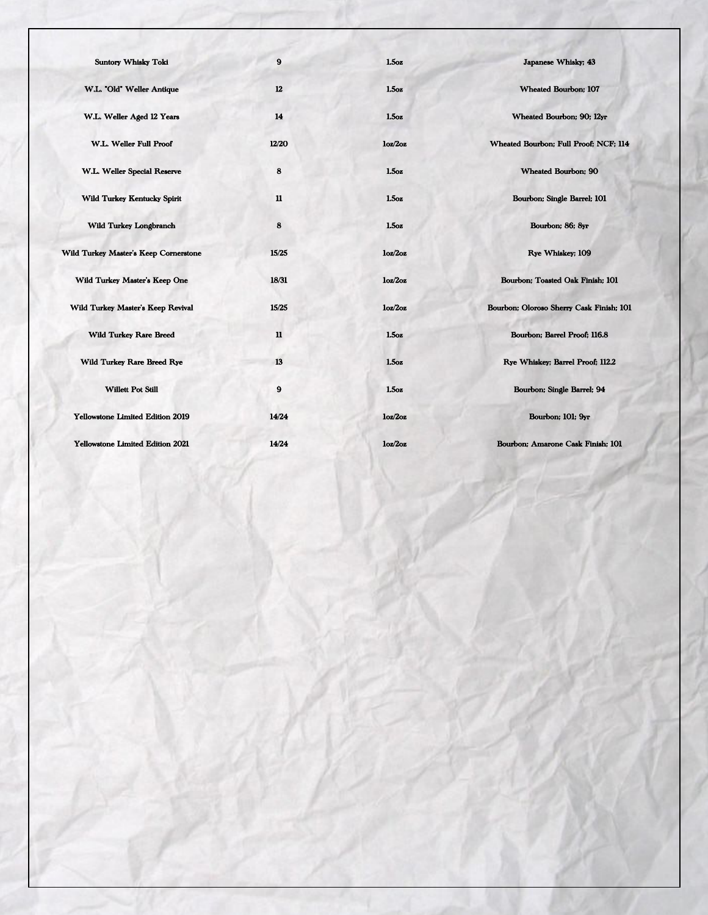| | | | |
|---|---|---|---|
| Suntory Whisky Toki | 9 | 1.5oz | Japanese Whisky; 43 |
| W.L. "Old" Weller Antique | 12 | 1.5oz | Wheated Bourbon; 107 |
| W.L. Weller Aged 12 Years | 14 | 1.5oz | Wheated Bourbon; 90; 12yr |
| W.L. Weller Full Proof | 12/20 | 1oz/2oz | Wheated Bourbon; Full Proof; NCF; 114 |
| W.L. Weller Special Reserve | 8 | 1.5oz | Wheated Bourbon; 90 |
| Wild Turkey Kentucky Spirit | 11 | 1.5oz | Bourbon; Single Barrel; 101 |
| Wild Turkey Longbranch | 8 | 1.5oz | Bourbon; 86; 8yr |
| Wild Turkey Master's Keep Cornerstone | 15/25 | 1oz/2oz | Rye Whiskey; 109 |
| Wild Turkey Master's Keep One | 18/31 | 1oz/2oz | Bourbon; Toasted Oak Finish; 101 |
| Wild Turkey Master's Keep Revival | 15/25 | 1oz/2oz | Bourbon; Oloroso Sherry Cask Finish; 101 |
| Wild Turkey Rare Breed | 11 | 1.5oz | Bourbon; Barrel Proof; 116.8 |
| Wild Turkey Rare Breed Rye | 13 | 1.5oz | Rye Whiskey; Barrel Proof; 112.2 |
| Willett Pot Still | 9 | 1.5oz | Bourbon; Single Barrel; 94 |
| Yellowstone Limited Edition 2019 | 14/24 | 1oz/2oz | Bourbon; 101; 9yr |
| Yellowstone Limited Edition 2021 | 14/24 | 1oz/2oz | Bourbon; Amarone Cask Finish; 101 |